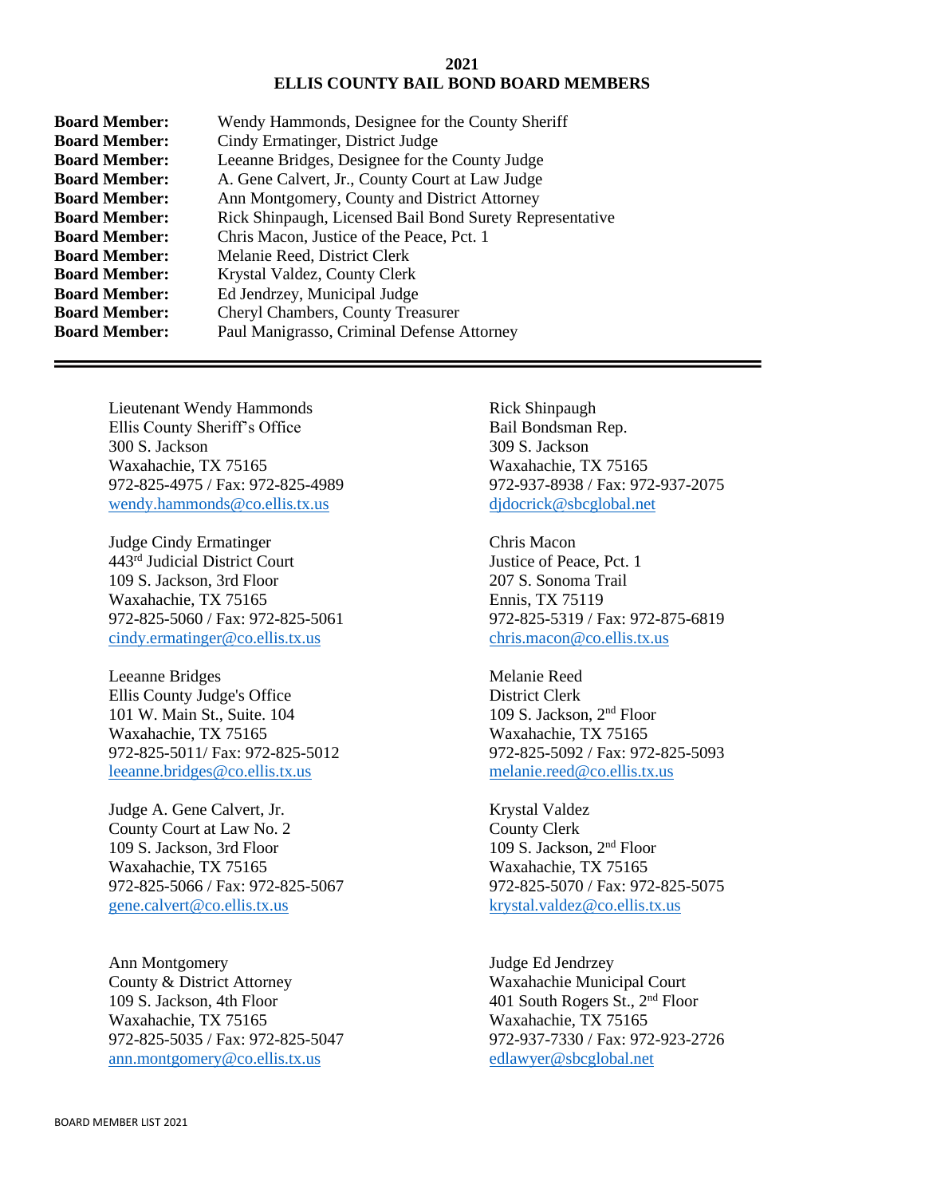## 2021
## ELLIS COUNTY BAIL BOND BOARD MEMBERS

**Board Member:** Wendy Hammonds, Designee for the County Sheriff
**Board Member:** Cindy Ermatinger, District Judge
**Board Member:** Leeanne Bridges, Designee for the County Judge
**Board Member:** A. Gene Calvert, Jr., County Court at Law Judge
**Board Member:** Ann Montgomery, County and District Attorney
**Board Member:** Rick Shinpaugh, Licensed Bail Bond Surety Representative
**Board Member:** Chris Macon, Justice of the Peace, Pct. 1
**Board Member:** Melanie Reed, District Clerk
**Board Member:** Krystal Valdez, County Clerk
**Board Member:** Ed Jendrzey, Municipal Judge
**Board Member:** Cheryl Chambers, County Treasurer
**Board Member:** Paul Manigrasso, Criminal Defense Attorney

---

Lieutenant Wendy Hammonds
Ellis County Sheriff's Office
300 S. Jackson
Waxahachie, TX 75165
972-825-4975 / Fax: 972-825-4989
wendy.hammonds@co.ellis.tx.us

Judge Cindy Ermatinger
443rd Judicial District Court
109 S. Jackson, 3rd Floor
Waxahachie, TX 75165
972-825-5060 / Fax: 972-825-5061
cindy.ermatinger@co.ellis.tx.us

Leeanne Bridges
Ellis County Judge's Office
101 W. Main St., Suite. 104
Waxahachie, TX 75165
972-825-5011/ Fax: 972-825-5012
leeanne.bridges@co.ellis.tx.us

Judge A. Gene Calvert, Jr.
County Court at Law No. 2
109 S. Jackson, 3rd Floor
Waxahachie, TX 75165
972-825-5066 / Fax: 972-825-5067
gene.calvert@co.ellis.tx.us

Ann Montgomery
County & District Attorney
109 S. Jackson, 4th Floor
Waxahachie, TX 75165
972-825-5035 / Fax: 972-825-5047
ann.montgomery@co.ellis.tx.us

Rick Shinpaugh
Bail Bondsman Rep.
309 S. Jackson
Waxahachie, TX 75165
972-937-8938 / Fax: 972-937-2075
djdocrick@sbcglobal.net

Chris Macon
Justice of Peace, Pct. 1
207 S. Sonoma Trail
Ennis, TX 75119
972-825-5319 / Fax: 972-875-6819
chris.macon@co.ellis.tx.us

Melanie Reed
District Clerk
109 S. Jackson, 2nd Floor
Waxahachie, TX 75165
972-825-5092 / Fax: 972-825-5093
melanie.reed@co.ellis.tx.us

Krystal Valdez
County Clerk
109 S. Jackson, 2nd Floor
Waxahachie, TX 75165
972-825-5070 / Fax: 972-825-5075
krystal.valdez@co.ellis.tx.us

Judge Ed Jendrzey
Waxahachie Municipal Court
401 South Rogers St., 2nd Floor
Waxahachie, TX 75165
972-937-7330 / Fax: 972-923-2726
edlawyer@sbcglobal.net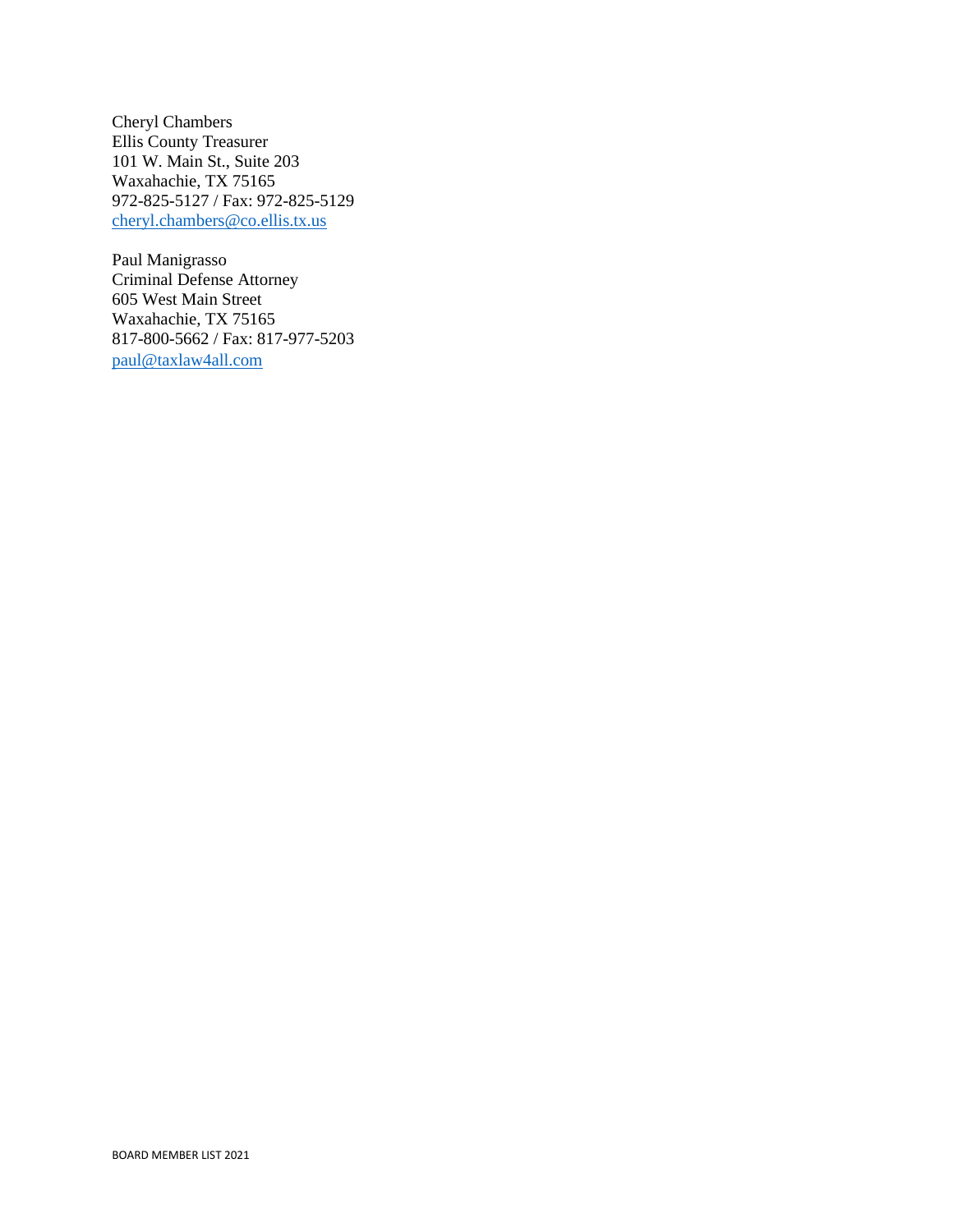Cheryl Chambers
Ellis County Treasurer
101 W. Main St., Suite 203
Waxahachie, TX 75165
972-825-5127 / Fax: 972-825-5129
cheryl.chambers@co.ellis.tx.us

Paul Manigrasso
Criminal Defense Attorney
605 West Main Street
Waxahachie, TX 75165
817-800-5662 / Fax: 817-977-5203
paul@taxlaw4all.com